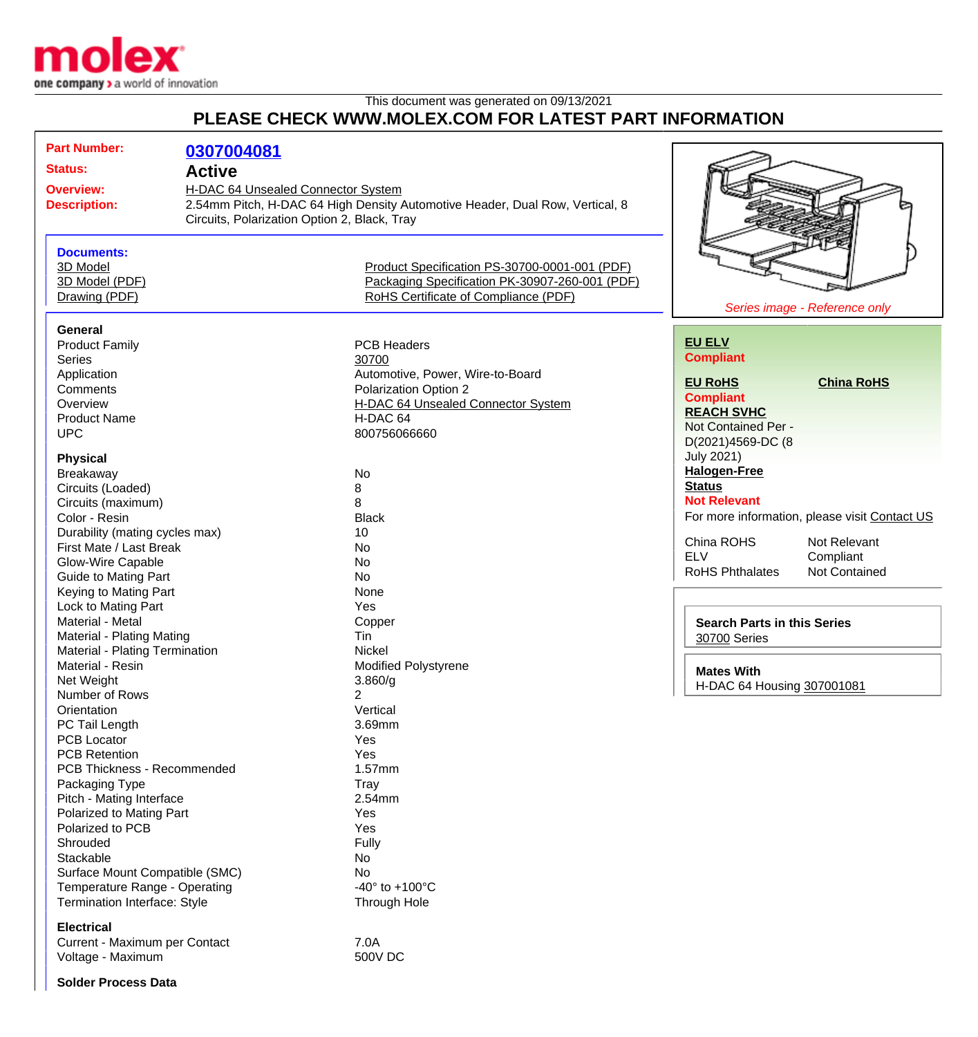molex
one company > a world of innovation

This document was generated on 09/13/2021

## PLEASE CHECK WWW.MOLEX.COM FOR LATEST PART INFORMATION

**Part Number:** 0307004081

**Status:** Active

**Overview:** H-DAC 64 Unsealed Connector System

**Description:** 2.54mm Pitch, H-DAC 64 High Density Automotive Header, Dual Row, Vertical, 8 Circuits, Polarization Option 2, Black, Tray

*Series image - Reference only*

**Documents:**

- 3D Model
- 3D Model (PDF)
- Drawing (PDF)
- Product Specification PS-30700-0001-001 (PDF)
- Packaging Specification PK-30907-260-001 (PDF)
- RoHS Certificate of Compliance (PDF)

**EU ELV**
Compliant

**EU RoHS** / **China RoHS**
Compliant

**REACH SVHC**
Not Contained Per - D(2021)4569-DC (8 July 2021)

**Halogen-Free Status**
Not Relevant

For more information, please visit Contact US

| | |
|---|---|
| China ROHS | Not Relevant |
| ELV | Compliant |
| RoHS Phthalates | Not Contained |

**Search Parts in this Series**
30700 Series

**Mates With**
H-DAC 64 Housing 307001081

### General

| | |
|---|---|
| Product Family | PCB Headers |
| Series | 30700 |
| Application | Automotive, Power, Wire-to-Board |
| Comments | Polarization Option 2 |
| Overview | H-DAC 64 Unsealed Connector System |
| Product Name | H-DAC 64 |
| UPC | 800756066660 |

### Physical

| | |
|---|---|
| Breakaway | No |
| Circuits (Loaded) | 8 |
| Circuits (maximum) | 8 |
| Color - Resin | Black |
| Durability (mating cycles max) | 10 |
| First Mate / Last Break | No |
| Glow-Wire Capable | No |
| Guide to Mating Part | No |
| Keying to Mating Part | None |
| Lock to Mating Part | Yes |
| Material - Metal | Copper |
| Material - Plating Mating | Tin |
| Material - Plating Termination | Nickel |
| Material - Resin | Modified Polystyrene |
| Net Weight | 3.860/g |
| Number of Rows | 2 |
| Orientation | Vertical |
| PC Tail Length | 3.69mm |
| PCB Locator | Yes |
| PCB Retention | Yes |
| PCB Thickness - Recommended | 1.57mm |
| Packaging Type | Tray |
| Pitch - Mating Interface | 2.54mm |
| Polarized to Mating Part | Yes |
| Polarized to PCB | Yes |
| Shrouded | Fully |
| Stackable | No |
| Surface Mount Compatible (SMC) | No |
| Temperature Range - Operating | -40° to +100°C |
| Termination Interface: Style | Through Hole |

### Electrical

| | |
|---|---|
| Current - Maximum per Contact | 7.0A |
| Voltage - Maximum | 500V DC |

### Solder Process Data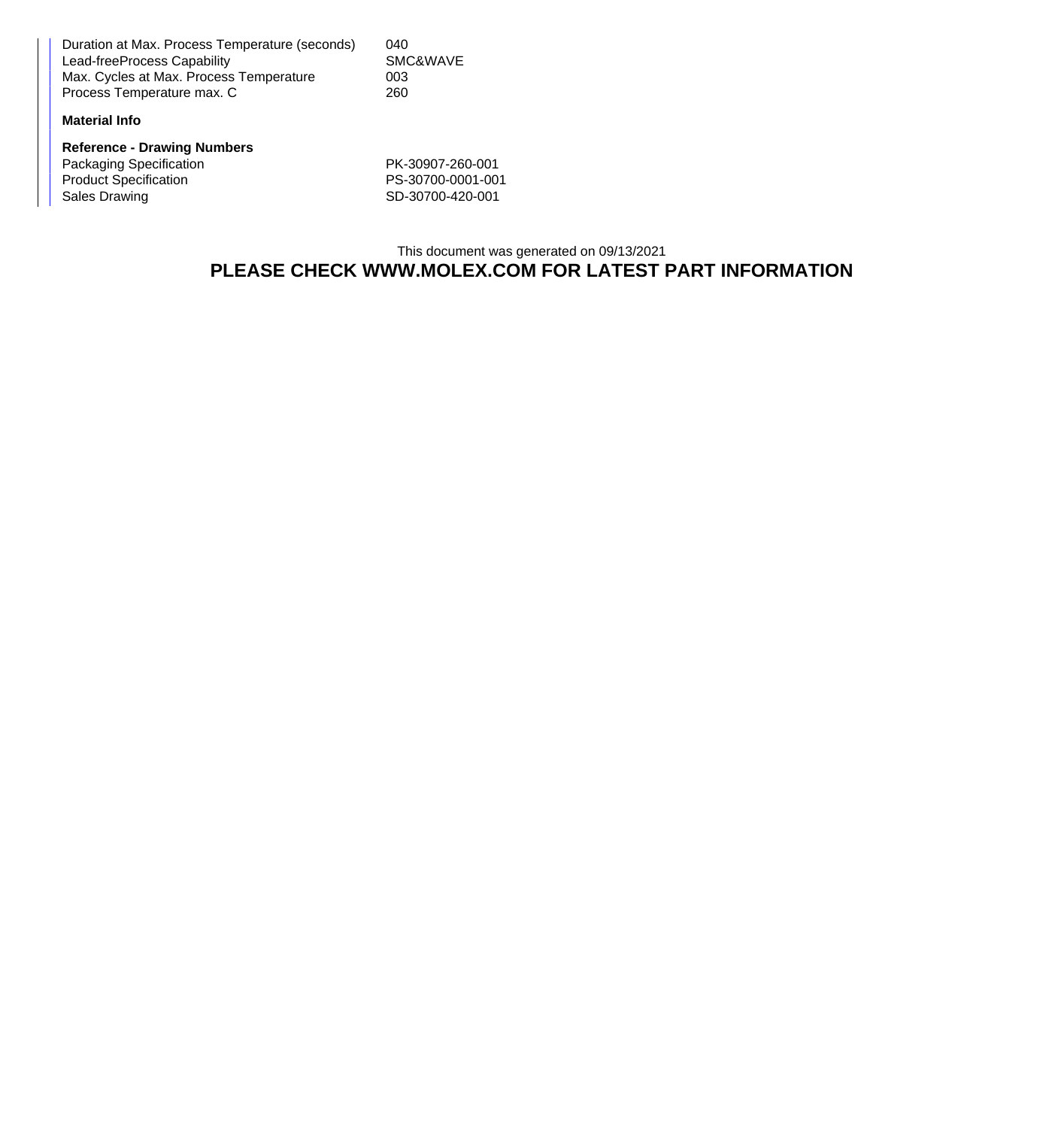| | |
|---|---|
| Duration at Max. Process Temperature (seconds) | 040 |
| Lead-freeProcess Capability | SMC&WAVE |
| Max. Cycles at Max. Process Temperature | 003 |
| Process Temperature max. C | 260 |

**Material Info**

**Reference - Drawing Numbers**

| | |
|---|---|
| Packaging Specification | PK-30907-260-001 |
| Product Specification | PS-30700-0001-001 |
| Sales Drawing | SD-30700-420-001 |

This document was generated on 09/13/2021

**PLEASE CHECK WWW.MOLEX.COM FOR LATEST PART INFORMATION**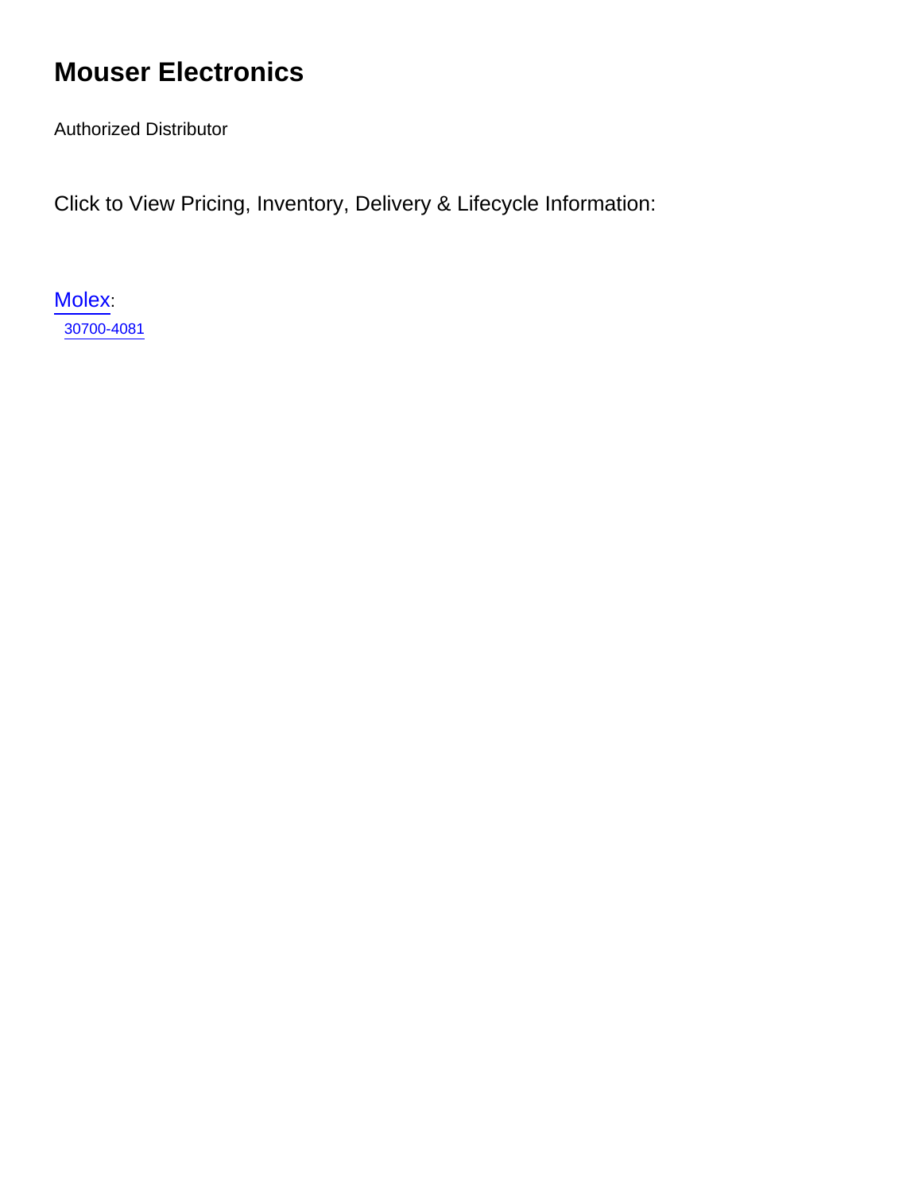# Mouser Electronics

Authorized Distributor

Click to View Pricing, Inventory, Delivery & Lifecycle Information:

Molex:

30700-4081